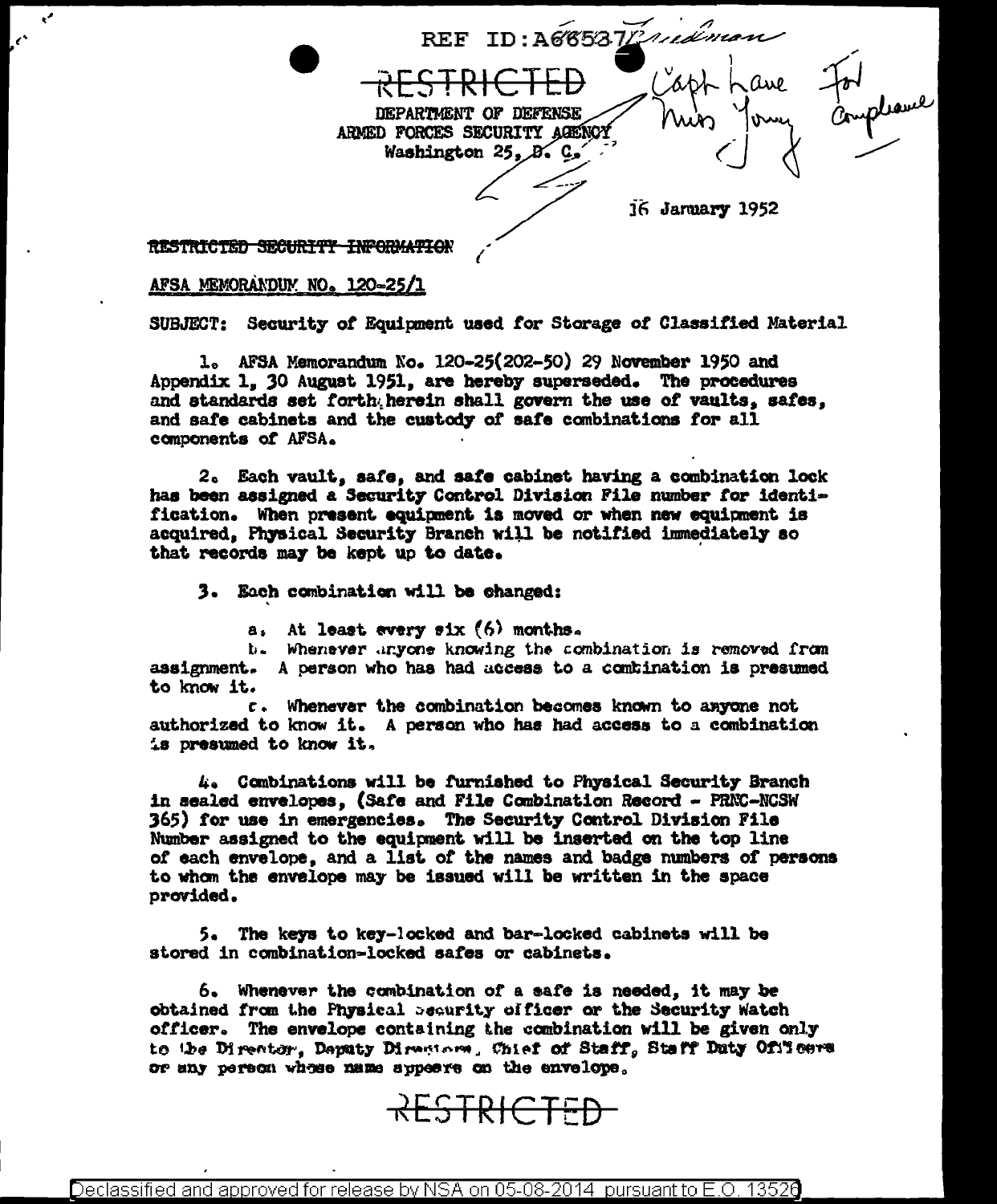REF ID:A66537

RESTRICTED

DEPARTMENT OF DEFENSE
ARMED FORCES SECURITY AGENCY
Washington 25, D. C.

16 January 1952

~~RESTRICTED SECURITY INFORMATION~~

AFSA MEMORANDUM NO. 120-25/1

SUBJECT: Security of Equipment used for Storage of Classified Material

1. AFSA Memorandum No. 120-25(202-50) 29 November 1950 and Appendix 1, 30 August 1951, are hereby superseded. The procedures and standards set forth herein shall govern the use of vaults, safes, and safe cabinets and the custody of safe combinations for all components of AFSA.

2. Each vault, safe, and safe cabinet having a combination lock has been assigned a Security Control Division File number for identification. When present equipment is moved or when new equipment is acquired, Physical Security Branch will be notified immediately so that records may be kept up to date.

3. Each combination will be changed:

a. At least every six (6) months.

b. Whenever anyone knowing the combination is removed from assignment. A person who has had access to a combination is presumed to know it.

c. Whenever the combination becomes known to anyone not authorized to know it. A person who has had access to a combination is presumed to know it.

4. Combinations will be furnished to Physical Security Branch in sealed envelopes, (Safe and File Combination Record - PRNC-NCSW 365) for use in emergencies. The Security Control Division File Number assigned to the equipment will be inserted on the top line of each envelope, and a list of the names and badge numbers of persons to whom the envelope may be issued will be written in the space provided.

5. The keys to key-locked and bar-locked cabinets will be stored in combination-locked safes or cabinets.

6. Whenever the combination of a safe is needed, it may be obtained from the Physical Security officer or the Security Watch officer. The envelope containing the combination will be given only to the Director, Deputy Directors, Chief of Staff, Staff Duty Officers or any person whose name appears on the envelope.

RESTRICTED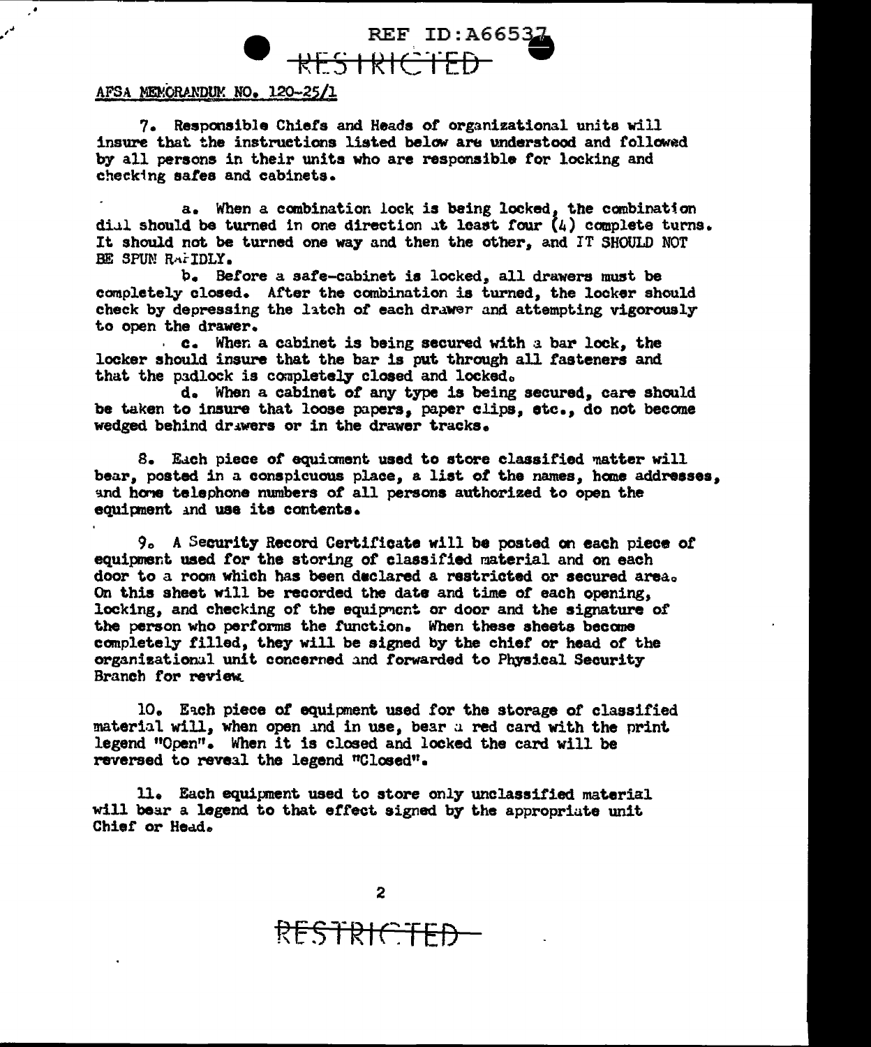AFSA MEMORANDUM NO. 120-25/1

7. Responsible Chiefs and Heads of organizational units will insure that the instructions listed below are understood and followed by all persons in their units who are responsible for locking and checking safes and cabinets.

a. When a combination lock is being locked, the combination dial should be turned in one direction at least four (4) complete turns. It should not be turned one way and then the other, and IT SHOULD NOT BE SPUN RAPIDLY.

b. Before a safe-cabinet is locked, all drawers must be completely closed. After the combination is turned, the locker should check by depressing the latch of each drawer and attempting vigorously to open the drawer.

c. When a cabinet is being secured with a bar lock, the locker should insure that the bar is put through all fasteners and that the padlock is completely closed and locked.

d. When a cabinet of any type is being secured, care should be taken to insure that loose papers, paper clips, etc., do not become wedged behind drawers or in the drawer tracks.

8. Each piece of equipment used to store classified matter will bear, posted in a conspicuous place, a list of the names, home addresses, and home telephone numbers of all persons authorized to open the equipment and use its contents.

9. A Security Record Certificate will be posted on each piece of equipment used for the storing of classified material and on each door to a room which has been declared a restricted or secured area. On this sheet will be recorded the date and time of each opening, locking, and checking of the equipment or door and the signature of the person who performs the function. When these sheets become completely filled, they will be signed by the chief or head of the organizational unit concerned and forwarded to Physical Security Branch for review.

10. Each piece of equipment used for the storage of classified material will, when open and in use, bear a red card with the print legend "Open". When it is closed and locked the card will be reversed to reveal the legend "Closed".

11. Each equipment used to store only unclassified material will bear a legend to that effect signed by the appropriate unit Chief or Head.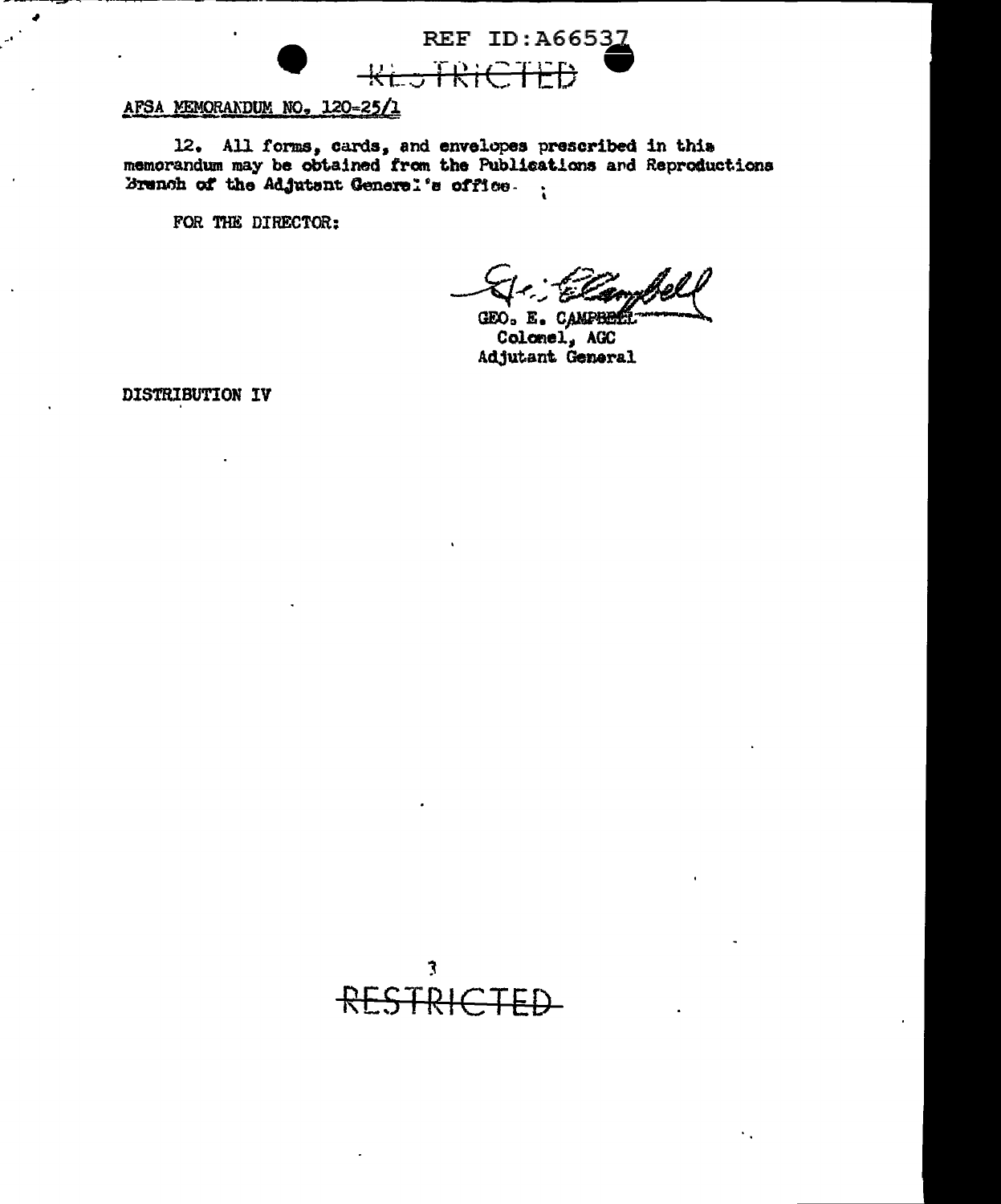AFSA MEMORANDUM NO. 120-25/1

12. All forms, cards, and envelopes prescribed in this memorandum may be obtained from the Publications and Reproductions Branch of the Adjutant General's office.

FOR THE DIRECTOR:

GEO. E. CAMPBELL
Colonel, AGC
Adjutant General

DISTRIBUTION IV